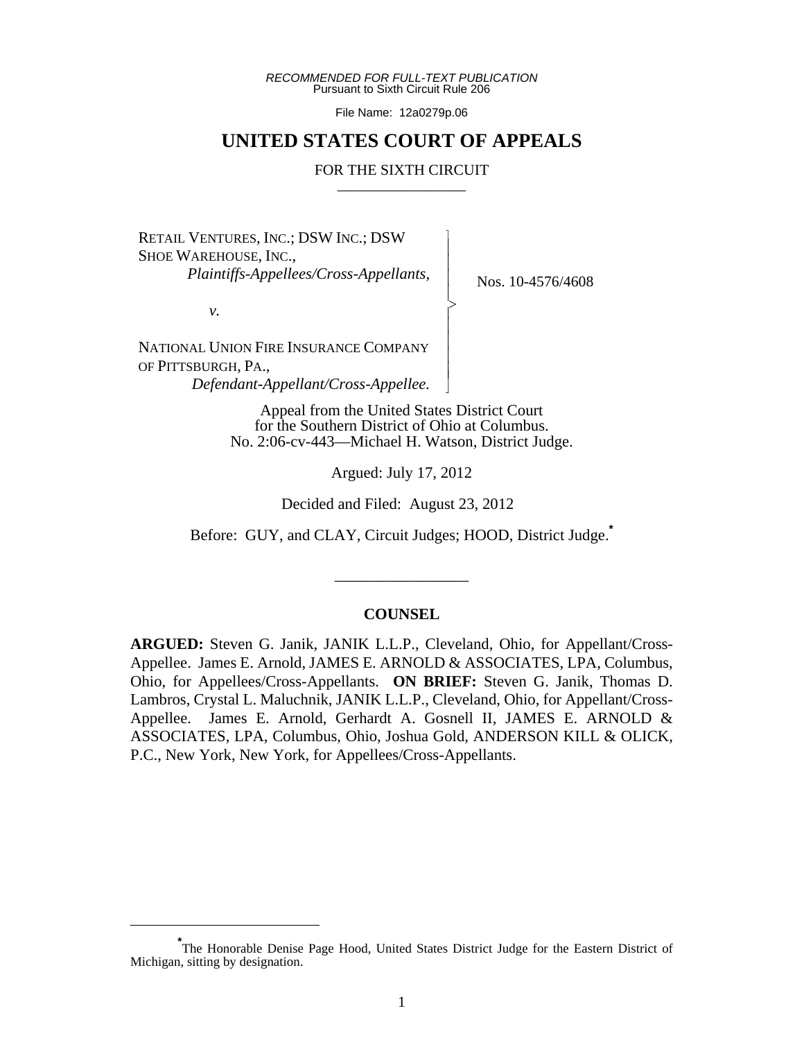*RECOMMENDED FOR FULL-TEXT PUBLICATION*
Pursuant to Sixth Circuit Rule 206

File Name: 12a0279p.06

# UNITED STATES COURT OF APPEALS

FOR THE SIXTH CIRCUIT

_________________

RETAIL VENTURES, INC.; DSW INC.; DSW SHOE WAREHOUSE, INC.,
*Plaintiffs-Appellees/Cross-Appellants,*

*v.*

NATIONAL UNION FIRE INSURANCE COMPANY OF PITTSBURGH, PA.,
*Defendant-Appellant/Cross-Appellee.*

Nos. 10-4576/4608

Appeal from the United States District Court for the Southern District of Ohio at Columbus.
No. 2:06-cv-443—Michael H. Watson, District Judge.

Argued: July 17, 2012

Decided and Filed: August 23, 2012

Before: GUY, and CLAY, Circuit Judges; HOOD, District Judge.[*]

_________________

**COUNSEL**

**ARGUED:** Steven G. Janik, JANIK L.L.P., Cleveland, Ohio, for Appellant/Cross-Appellee. James E. Arnold, JAMES E. ARNOLD & ASSOCIATES, LPA, Columbus, Ohio, for Appellees/Cross-Appellants. **ON BRIEF:** Steven G. Janik, Thomas D. Lambros, Crystal L. Maluchnik, JANIK L.L.P., Cleveland, Ohio, for Appellant/Cross-Appellee. James E. Arnold, Gerhardt A. Gosnell II, JAMES E. ARNOLD & ASSOCIATES, LPA, Columbus, Ohio, Joshua Gold, ANDERSON KILL & OLICK, P.C., New York, New York, for Appellees/Cross-Appellants.

---

[*] The Honorable Denise Page Hood, United States District Judge for the Eastern District of Michigan, sitting by designation.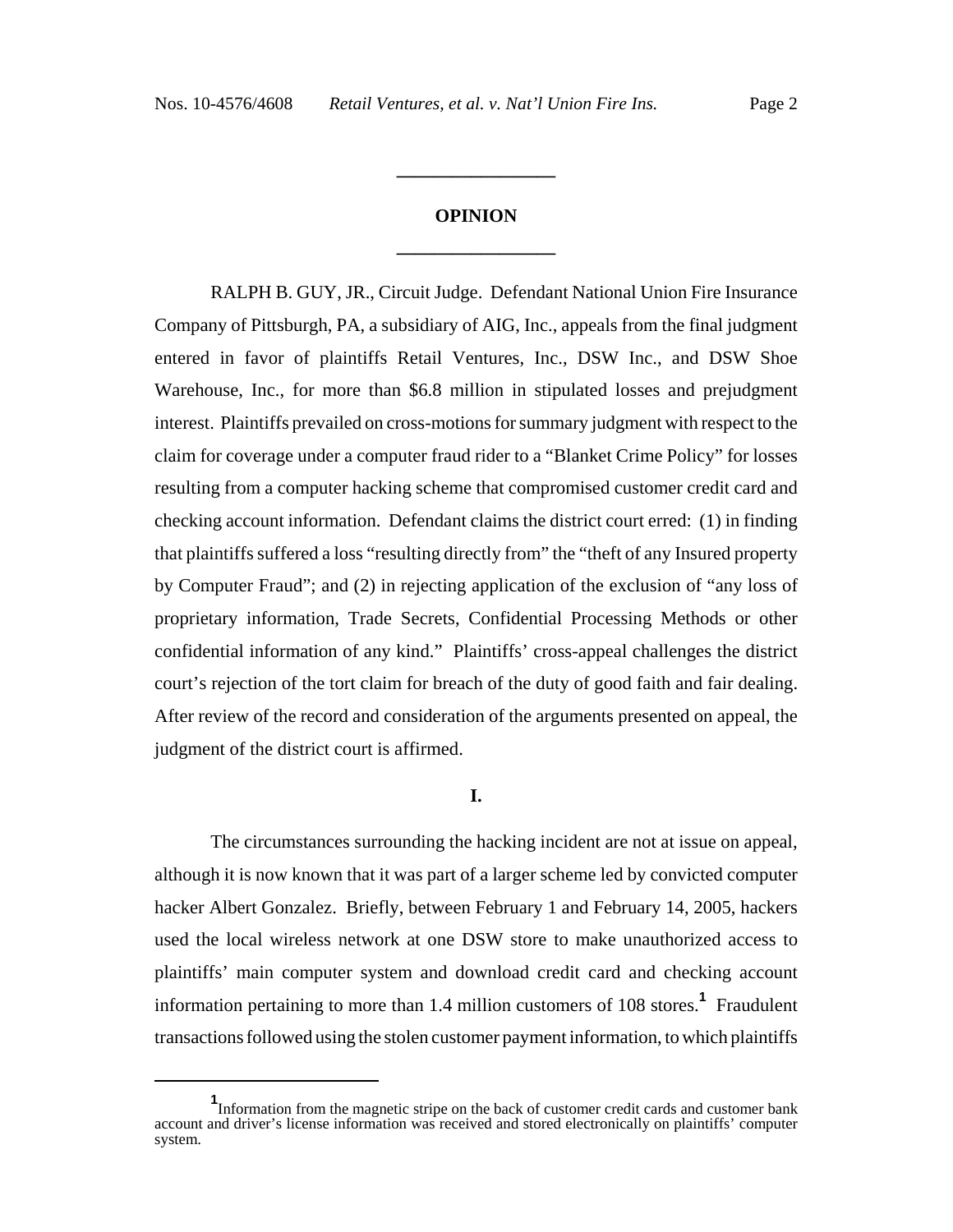## OPINION

RALPH B. GUY, JR., Circuit Judge. Defendant National Union Fire Insurance Company of Pittsburgh, PA, a subsidiary of AIG, Inc., appeals from the final judgment entered in favor of plaintiffs Retail Ventures, Inc., DSW Inc., and DSW Shoe Warehouse, Inc., for more than $6.8 million in stipulated losses and prejudgment interest. Plaintiffs prevailed on cross-motions for summary judgment with respect to the claim for coverage under a computer fraud rider to a "Blanket Crime Policy" for losses resulting from a computer hacking scheme that compromised customer credit card and checking account information. Defendant claims the district court erred: (1) in finding that plaintiffs suffered a loss "resulting directly from" the "theft of any Insured property by Computer Fraud"; and (2) in rejecting application of the exclusion of "any loss of proprietary information, Trade Secrets, Confidential Processing Methods or other confidential information of any kind." Plaintiffs' cross-appeal challenges the district court's rejection of the tort claim for breach of the duty of good faith and fair dealing. After review of the record and consideration of the arguments presented on appeal, the judgment of the district court is affirmed.

## I.

The circumstances surrounding the hacking incident are not at issue on appeal, although it is now known that it was part of a larger scheme led by convicted computer hacker Albert Gonzalez. Briefly, between February 1 and February 14, 2005, hackers used the local wireless network at one DSW store to make unauthorized access to plaintiffs' main computer system and download credit card and checking account information pertaining to more than 1.4 million customers of 108 stores.[1] Fraudulent transactions followed using the stolen customer payment information, to which plaintiffs

[1] Information from the magnetic stripe on the back of customer credit cards and customer bank account and driver's license information was received and stored electronically on plaintiffs' computer system.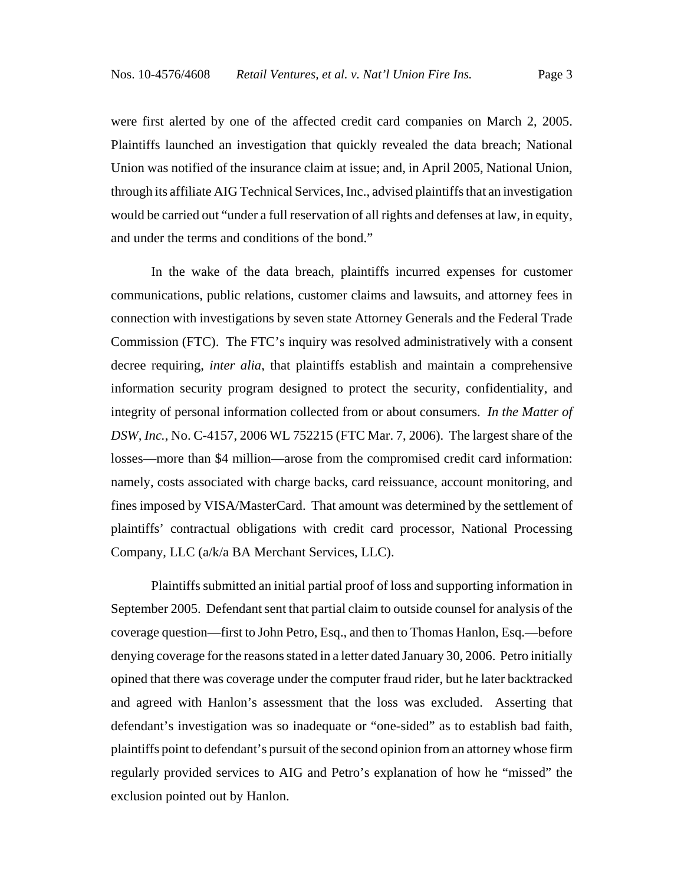were first alerted by one of the affected credit card companies on March 2, 2005. Plaintiffs launched an investigation that quickly revealed the data breach; National Union was notified of the insurance claim at issue; and, in April 2005, National Union, through its affiliate AIG Technical Services, Inc., advised plaintiffs that an investigation would be carried out "under a full reservation of all rights and defenses at law, in equity, and under the terms and conditions of the bond."

In the wake of the data breach, plaintiffs incurred expenses for customer communications, public relations, customer claims and lawsuits, and attorney fees in connection with investigations by seven state Attorney Generals and the Federal Trade Commission (FTC). The FTC's inquiry was resolved administratively with a consent decree requiring, *inter alia*, that plaintiffs establish and maintain a comprehensive information security program designed to protect the security, confidentiality, and integrity of personal information collected from or about consumers. *In the Matter of DSW, Inc.*, No. C-4157, 2006 WL 752215 (FTC Mar. 7, 2006). The largest share of the losses—more than $4 million—arose from the compromised credit card information: namely, costs associated with charge backs, card reissuance, account monitoring, and fines imposed by VISA/MasterCard. That amount was determined by the settlement of plaintiffs' contractual obligations with credit card processor, National Processing Company, LLC (a/k/a BA Merchant Services, LLC).

Plaintiffs submitted an initial partial proof of loss and supporting information in September 2005. Defendant sent that partial claim to outside counsel for analysis of the coverage question—first to John Petro, Esq., and then to Thomas Hanlon, Esq.—before denying coverage for the reasons stated in a letter dated January 30, 2006. Petro initially opined that there was coverage under the computer fraud rider, but he later backtracked and agreed with Hanlon's assessment that the loss was excluded. Asserting that defendant's investigation was so inadequate or "one-sided" as to establish bad faith, plaintiffs point to defendant's pursuit of the second opinion from an attorney whose firm regularly provided services to AIG and Petro's explanation of how he "missed" the exclusion pointed out by Hanlon.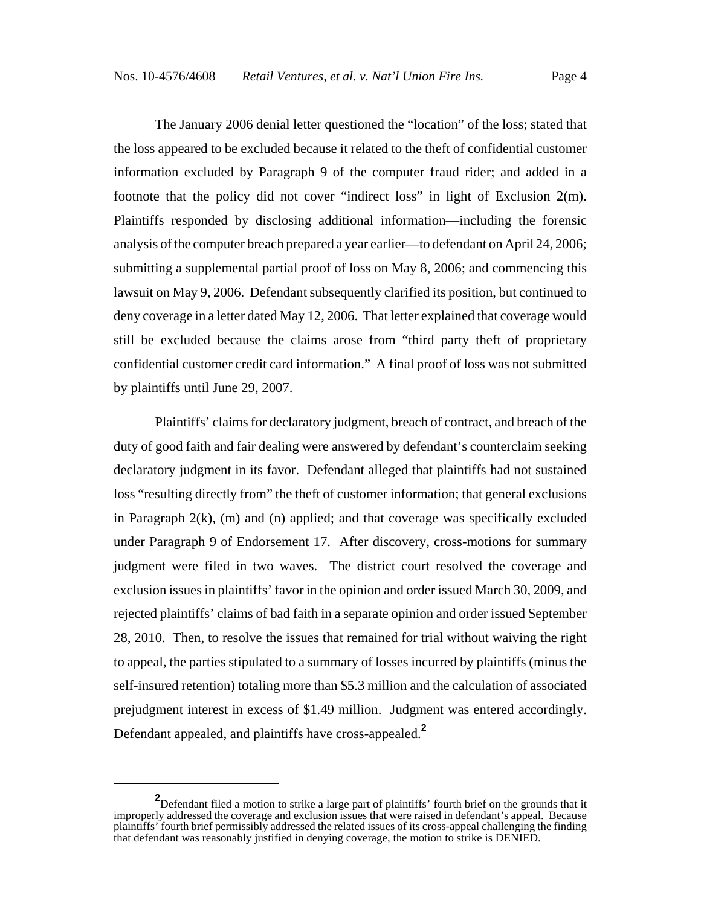The January 2006 denial letter questioned the "location" of the loss; stated that the loss appeared to be excluded because it related to the theft of confidential customer information excluded by Paragraph 9 of the computer fraud rider; and added in a footnote that the policy did not cover "indirect loss" in light of Exclusion 2(m). Plaintiffs responded by disclosing additional information—including the forensic analysis of the computer breach prepared a year earlier—to defendant on April 24, 2006; submitting a supplemental partial proof of loss on May 8, 2006; and commencing this lawsuit on May 9, 2006. Defendant subsequently clarified its position, but continued to deny coverage in a letter dated May 12, 2006. That letter explained that coverage would still be excluded because the claims arose from "third party theft of proprietary confidential customer credit card information." A final proof of loss was not submitted by plaintiffs until June 29, 2007.

Plaintiffs' claims for declaratory judgment, breach of contract, and breach of the duty of good faith and fair dealing were answered by defendant's counterclaim seeking declaratory judgment in its favor. Defendant alleged that plaintiffs had not sustained loss "resulting directly from" the theft of customer information; that general exclusions in Paragraph 2(k), (m) and (n) applied; and that coverage was specifically excluded under Paragraph 9 of Endorsement 17. After discovery, cross-motions for summary judgment were filed in two waves. The district court resolved the coverage and exclusion issues in plaintiffs' favor in the opinion and order issued March 30, 2009, and rejected plaintiffs' claims of bad faith in a separate opinion and order issued September 28, 2010. Then, to resolve the issues that remained for trial without waiving the right to appeal, the parties stipulated to a summary of losses incurred by plaintiffs (minus the self-insured retention) totaling more than $5.3 million and the calculation of associated prejudgment interest in excess of $1.49 million. Judgment was entered accordingly. Defendant appealed, and plaintiffs have cross-appealed.[2]

[2] Defendant filed a motion to strike a large part of plaintiffs' fourth brief on the grounds that it improperly addressed the coverage and exclusion issues that were raised in defendant's appeal. Because plaintiffs' fourth brief permissibly addressed the related issues of its cross-appeal challenging the finding that defendant was reasonably justified in denying coverage, the motion to strike is DENIED.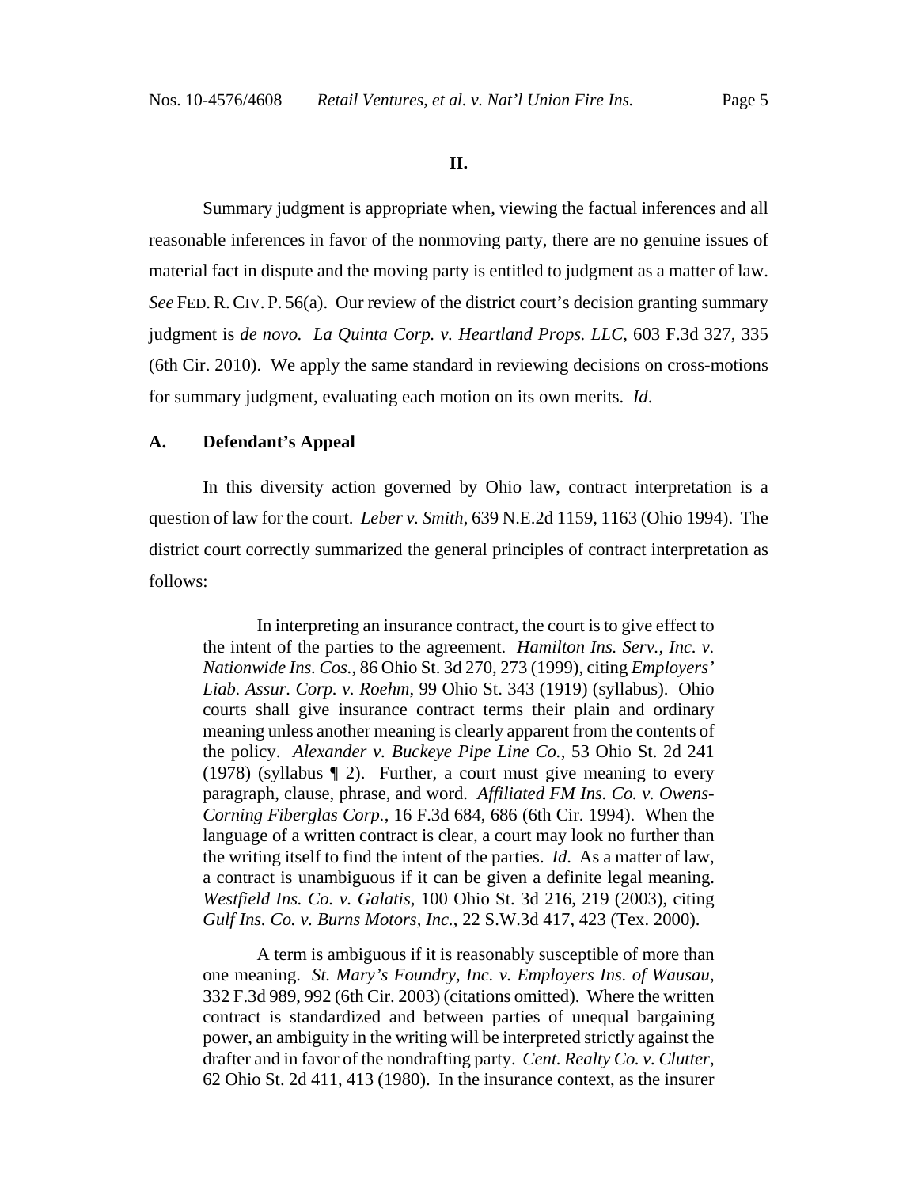## II.

Summary judgment is appropriate when, viewing the factual inferences and all reasonable inferences in favor of the nonmoving party, there are no genuine issues of material fact in dispute and the moving party is entitled to judgment as a matter of law. *See* FED. R. CIV. P. 56(a). Our review of the district court's decision granting summary judgment is *de novo. La Quinta Corp. v. Heartland Props. LLC*, 603 F.3d 327, 335 (6th Cir. 2010). We apply the same standard in reviewing decisions on cross-motions for summary judgment, evaluating each motion on its own merits. *Id*.

### A. Defendant's Appeal

In this diversity action governed by Ohio law, contract interpretation is a question of law for the court. *Leber v. Smith*, 639 N.E.2d 1159, 1163 (Ohio 1994). The district court correctly summarized the general principles of contract interpretation as follows:

> In interpreting an insurance contract, the court is to give effect to the intent of the parties to the agreement. *Hamilton Ins. Serv., Inc. v. Nationwide Ins. Cos.*, 86 Ohio St. 3d 270, 273 (1999), citing *Employers' Liab. Assur. Corp. v. Roehm*, 99 Ohio St. 343 (1919) (syllabus). Ohio courts shall give insurance contract terms their plain and ordinary meaning unless another meaning is clearly apparent from the contents of the policy. *Alexander v. Buckeye Pipe Line Co.*, 53 Ohio St. 2d 241 (1978) (syllabus ¶ 2). Further, a court must give meaning to every paragraph, clause, phrase, and word. *Affiliated FM Ins. Co. v. Owens-Corning Fiberglas Corp.*, 16 F.3d 684, 686 (6th Cir. 1994). When the language of a written contract is clear, a court may look no further than the writing itself to find the intent of the parties. *Id*. As a matter of law, a contract is unambiguous if it can be given a definite legal meaning. *Westfield Ins. Co. v. Galatis*, 100 Ohio St. 3d 216, 219 (2003), citing *Gulf Ins. Co. v. Burns Motors, Inc.*, 22 S.W.3d 417, 423 (Tex. 2000).
>
> A term is ambiguous if it is reasonably susceptible of more than one meaning. *St. Mary's Foundry, Inc. v. Employers Ins. of Wausau*, 332 F.3d 989, 992 (6th Cir. 2003) (citations omitted). Where the written contract is standardized and between parties of unequal bargaining power, an ambiguity in the writing will be interpreted strictly against the drafter and in favor of the nondrafting party. *Cent. Realty Co. v. Clutter*, 62 Ohio St. 2d 411, 413 (1980). In the insurance context, as the insurer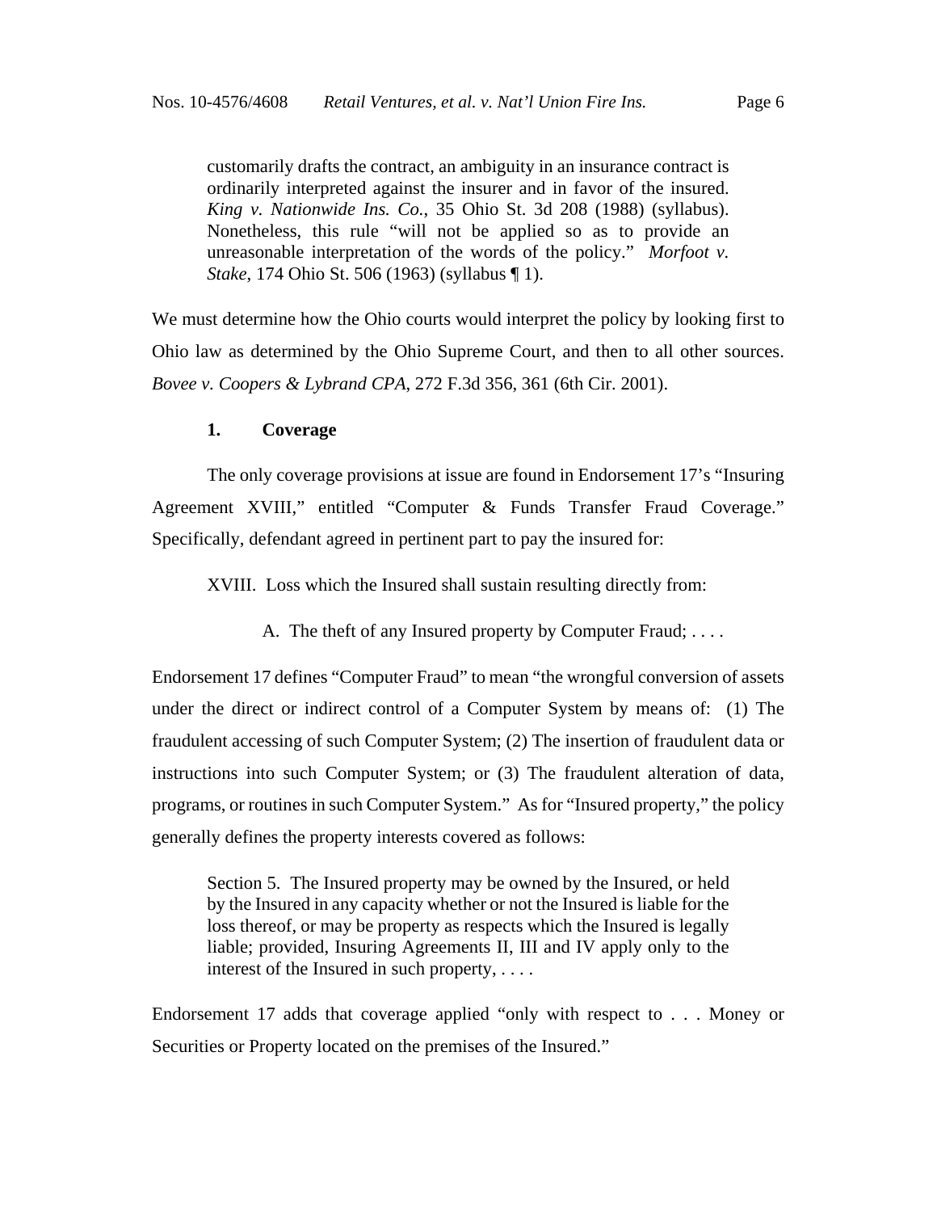> customarily drafts the contract, an ambiguity in an insurance contract is ordinarily interpreted against the insurer and in favor of the insured. *King v. Nationwide Ins. Co.*, 35 Ohio St. 3d 208 (1988) (syllabus). Nonetheless, this rule "will not be applied so as to provide an unreasonable interpretation of the words of the policy." *Morfoot v. Stake*, 174 Ohio St. 506 (1963) (syllabus ¶ 1).

We must determine how the Ohio courts would interpret the policy by looking first to Ohio law as determined by the Ohio Supreme Court, and then to all other sources. *Bovee v. Coopers & Lybrand CPA*, 272 F.3d 356, 361 (6th Cir. 2001).

### 1. Coverage

The only coverage provisions at issue are found in Endorsement 17's "Insuring Agreement XVIII," entitled "Computer & Funds Transfer Fraud Coverage." Specifically, defendant agreed in pertinent part to pay the insured for:

> XVIII. Loss which the Insured shall sustain resulting directly from:
>
> A. The theft of any Insured property by Computer Fraud; . . . .

Endorsement 17 defines "Computer Fraud" to mean "the wrongful conversion of assets under the direct or indirect control of a Computer System by means of: (1) The fraudulent accessing of such Computer System; (2) The insertion of fraudulent data or instructions into such Computer System; or (3) The fraudulent alteration of data, programs, or routines in such Computer System." As for "Insured property," the policy generally defines the property interests covered as follows:

> Section 5. The Insured property may be owned by the Insured, or held by the Insured in any capacity whether or not the Insured is liable for the loss thereof, or may be property as respects which the Insured is legally liable; provided, Insuring Agreements II, III and IV apply only to the interest of the Insured in such property, . . . .

Endorsement 17 adds that coverage applied "only with respect to . . . Money or Securities or Property located on the premises of the Insured."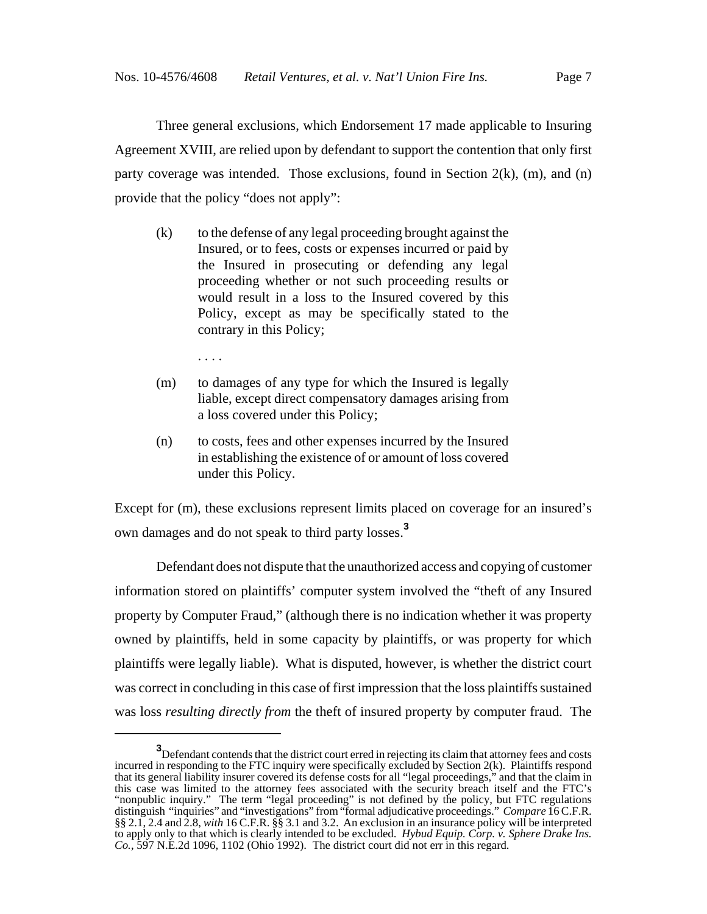Three general exclusions, which Endorsement 17 made applicable to Insuring Agreement XVIII, are relied upon by defendant to support the contention that only first party coverage was intended. Those exclusions, found in Section 2(k), (m), and (n) provide that the policy "does not apply":

> (k) to the defense of any legal proceeding brought against the Insured, or to fees, costs or expenses incurred or paid by the Insured in prosecuting or defending any legal proceeding whether or not such proceeding results or would result in a loss to the Insured covered by this Policy, except as may be specifically stated to the contrary in this Policy;
>
> . . . .
>
> (m) to damages of any type for which the Insured is legally liable, except direct compensatory damages arising from a loss covered under this Policy;
>
> (n) to costs, fees and other expenses incurred by the Insured in establishing the existence of or amount of loss covered under this Policy.

Except for (m), these exclusions represent limits placed on coverage for an insured's own damages and do not speak to third party losses.[3]

Defendant does not dispute that the unauthorized access and copying of customer information stored on plaintiffs' computer system involved the "theft of any Insured property by Computer Fraud," (although there is no indication whether it was property owned by plaintiffs, held in some capacity by plaintiffs, or was property for which plaintiffs were legally liable). What is disputed, however, is whether the district court was correct in concluding in this case of first impression that the loss plaintiffs sustained was loss *resulting directly from* the theft of insured property by computer fraud. The

---

[3] Defendant contends that the district court erred in rejecting its claim that attorney fees and costs incurred in responding to the FTC inquiry were specifically excluded by Section 2(k). Plaintiffs respond that its general liability insurer covered its defense costs for all "legal proceedings," and that the claim in this case was limited to the attorney fees associated with the security breach itself and the FTC's "nonpublic inquiry." The term "legal proceeding" is not defined by the policy, but FTC regulations distinguish "inquiries" and "investigations" from "formal adjudicative proceedings." *Compare* 16 C.F.R. §§ 2.1, 2.4 and 2.8, *with* 16 C.F.R. §§ 3.1 and 3.2. An exclusion in an insurance policy will be interpreted to apply only to that which is clearly intended to be excluded. *Hybud Equip. Corp. v. Sphere Drake Ins. Co.*, 597 N.E.2d 1096, 1102 (Ohio 1992). The district court did not err in this regard.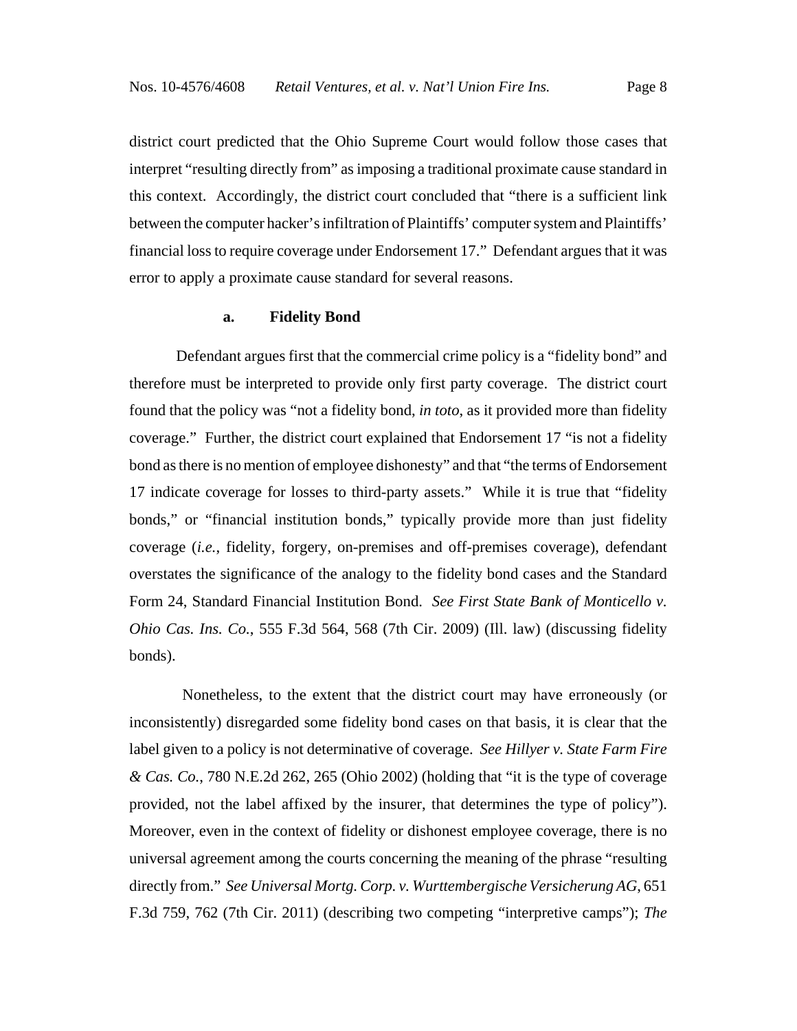district court predicted that the Ohio Supreme Court would follow those cases that interpret "resulting directly from" as imposing a traditional proximate cause standard in this context. Accordingly, the district court concluded that "there is a sufficient link between the computer hacker's infiltration of Plaintiffs' computer system and Plaintiffs' financial loss to require coverage under Endorsement 17." Defendant argues that it was error to apply a proximate cause standard for several reasons.

#### a. Fidelity Bond

Defendant argues first that the commercial crime policy is a "fidelity bond" and therefore must be interpreted to provide only first party coverage. The district court found that the policy was "not a fidelity bond, *in toto*, as it provided more than fidelity coverage." Further, the district court explained that Endorsement 17 "is not a fidelity bond as there is no mention of employee dishonesty" and that "the terms of Endorsement 17 indicate coverage for losses to third-party assets." While it is true that "fidelity bonds," or "financial institution bonds," typically provide more than just fidelity coverage (*i.e.*, fidelity, forgery, on-premises and off-premises coverage), defendant overstates the significance of the analogy to the fidelity bond cases and the Standard Form 24, Standard Financial Institution Bond. *See First State Bank of Monticello v. Ohio Cas. Ins. Co.*, 555 F.3d 564, 568 (7th Cir. 2009) (Ill. law) (discussing fidelity bonds).

Nonetheless, to the extent that the district court may have erroneously (or inconsistently) disregarded some fidelity bond cases on that basis, it is clear that the label given to a policy is not determinative of coverage. *See Hillyer v. State Farm Fire & Cas. Co.*, 780 N.E.2d 262, 265 (Ohio 2002) (holding that "it is the type of coverage provided, not the label affixed by the insurer, that determines the type of policy"). Moreover, even in the context of fidelity or dishonest employee coverage, there is no universal agreement among the courts concerning the meaning of the phrase "resulting directly from." *See Universal Mortg. Corp. v. Wurttembergische Versicherung AG*, 651 F.3d 759, 762 (7th Cir. 2011) (describing two competing "interpretive camps"); *The*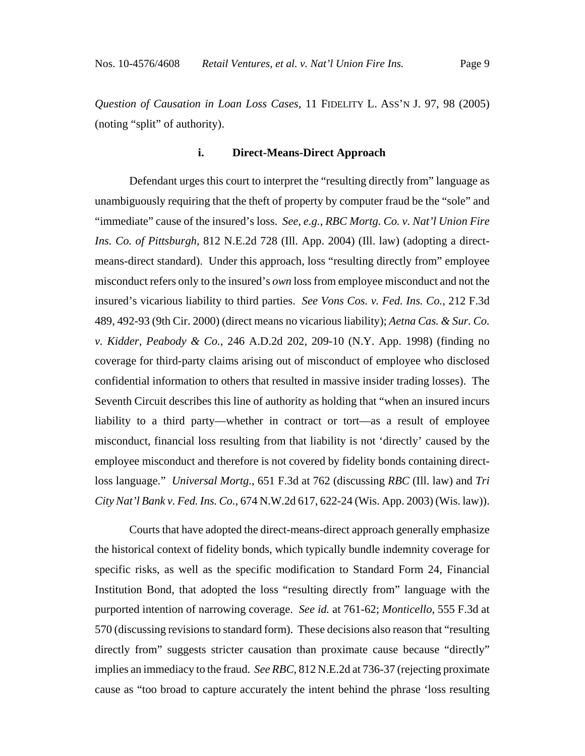*Question of Causation in Loan Loss Cases*, 11 FIDELITY L. ASS'N J. 97, 98 (2005) (noting "split" of authority).

#### i. Direct-Means-Direct Approach

Defendant urges this court to interpret the "resulting directly from" language as unambiguously requiring that the theft of property by computer fraud be the "sole" and "immediate" cause of the insured's loss. *See, e.g.*, *RBC Mortg. Co. v. Nat'l Union Fire Ins. Co. of Pittsburgh*, 812 N.E.2d 728 (Ill. App. 2004) (Ill. law) (adopting a direct-means-direct standard). Under this approach, loss "resulting directly from" employee misconduct refers only to the insured's *own* loss from employee misconduct and not the insured's vicarious liability to third parties. *See Vons Cos. v. Fed. Ins. Co.*, 212 F.3d 489, 492-93 (9th Cir. 2000) (direct means no vicarious liability); *Aetna Cas. & Sur. Co. v. Kidder, Peabody & Co.*, 246 A.D.2d 202, 209-10 (N.Y. App. 1998) (finding no coverage for third-party claims arising out of misconduct of employee who disclosed confidential information to others that resulted in massive insider trading losses). The Seventh Circuit describes this line of authority as holding that "when an insured incurs liability to a third party—whether in contract or tort—as a result of employee misconduct, financial loss resulting from that liability is not 'directly' caused by the employee misconduct and therefore is not covered by fidelity bonds containing direct-loss language." *Universal Mortg.*, 651 F.3d at 762 (discussing *RBC* (Ill. law) and *Tri City Nat'l Bank v. Fed. Ins. Co.*, 674 N.W.2d 617, 622-24 (Wis. App. 2003) (Wis. law)).

Courts that have adopted the direct-means-direct approach generally emphasize the historical context of fidelity bonds, which typically bundle indemnity coverage for specific risks, as well as the specific modification to Standard Form 24, Financial Institution Bond, that adopted the loss "resulting directly from" language with the purported intention of narrowing coverage. *See id.* at 761-62; *Monticello*, 555 F.3d at 570 (discussing revisions to standard form). These decisions also reason that "resulting directly from" suggests stricter causation than proximate cause because "directly" implies an immediacy to the fraud. *See RBC*, 812 N.E.2d at 736-37 (rejecting proximate cause as "too broad to capture accurately the intent behind the phrase 'loss resulting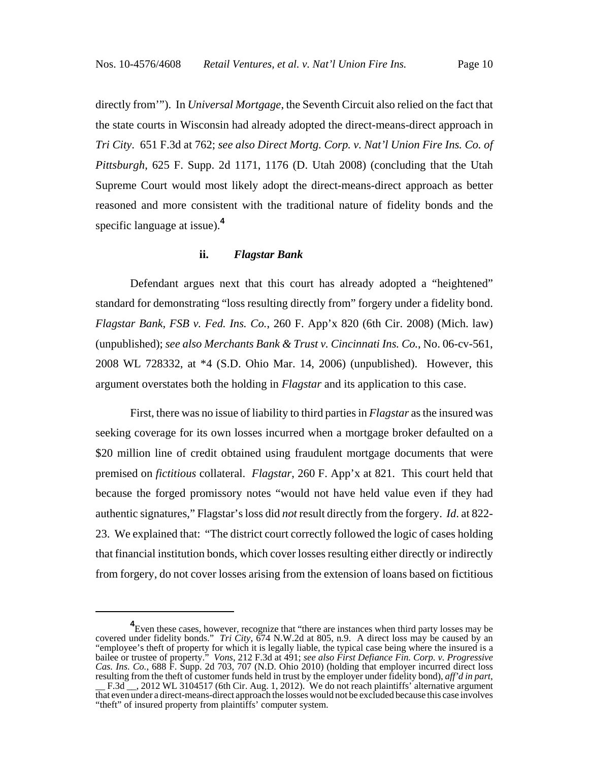directly from'"). In *Universal Mortgage*, the Seventh Circuit also relied on the fact that the state courts in Wisconsin had already adopted the direct-means-direct approach in *Tri City*. 651 F.3d at 762; *see also Direct Mortg. Corp. v. Nat'l Union Fire Ins. Co. of Pittsburgh*, 625 F. Supp. 2d 1171, 1176 (D. Utah 2008) (concluding that the Utah Supreme Court would most likely adopt the direct-means-direct approach as better reasoned and more consistent with the traditional nature of fidelity bonds and the specific language at issue).[4]

### ii. *Flagstar Bank*

Defendant argues next that this court has already adopted a "heightened" standard for demonstrating "loss resulting directly from" forgery under a fidelity bond. *Flagstar Bank, FSB v. Fed. Ins. Co.*, 260 F. App'x 820 (6th Cir. 2008) (Mich. law) (unpublished); *see also Merchants Bank & Trust v. Cincinnati Ins. Co.*, No. 06-cv-561, 2008 WL 728332, at *4 (S.D. Ohio Mar. 14, 2006) (unpublished). However, this argument overstates both the holding in *Flagstar* and its application to this case.

First, there was no issue of liability to third parties in *Flagstar* as the insured was seeking coverage for its own losses incurred when a mortgage broker defaulted on a $20 million line of credit obtained using fraudulent mortgage documents that were premised on *fictitious* collateral. *Flagstar*, 260 F. App'x at 821. This court held that because the forged promissory notes "would not have held value even if they had authentic signatures," Flagstar's loss did *not* result directly from the forgery. *Id*. at 822-23. We explained that: "The district court correctly followed the logic of cases holding that financial institution bonds, which cover losses resulting either directly or indirectly from forgery, do not cover losses arising from the extension of loans based on fictitious

[4] Even these cases, however, recognize that "there are instances when third party losses may be covered under fidelity bonds." *Tri City*, 674 N.W.2d at 805, n.9. A direct loss may be caused by an "employee's theft of property for which it is legally liable, the typical case being where the insured is a bailee or trustee of property." *Vons*, 212 F.3d at 491; *see also First Defiance Fin. Corp. v. Progressive Cas. Ins. Co.*, 688 F. Supp. 2d 703, 707 (N.D. Ohio 2010) (holding that employer incurred direct loss resulting from the theft of customer funds held in trust by the employer under fidelity bond), *aff'd in part*, __ F.3d __, 2012 WL 3104517 (6th Cir. Aug. 1, 2012). We do not reach plaintiffs' alternative argument that even under a direct-means-direct approach the losses would not be excluded because this case involves "theft" of insured property from plaintiffs' computer system.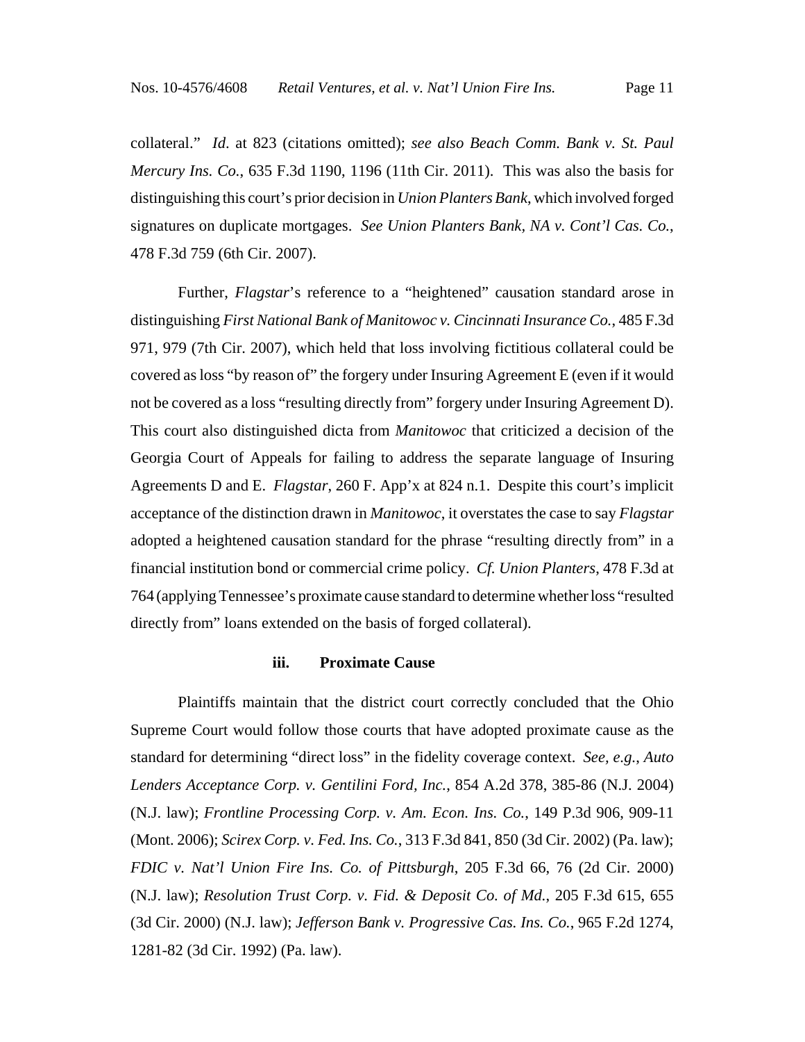collateral." *Id*. at 823 (citations omitted); *see also Beach Comm. Bank v. St. Paul Mercury Ins. Co.*, 635 F.3d 1190, 1196 (11th Cir. 2011). This was also the basis for distinguishing this court's prior decision in *Union Planters Bank*, which involved forged signatures on duplicate mortgages. *See Union Planters Bank, NA v. Cont'l Cas. Co.*, 478 F.3d 759 (6th Cir. 2007).

Further, *Flagstar*'s reference to a "heightened" causation standard arose in distinguishing *First National Bank of Manitowoc v. Cincinnati Insurance Co.*, 485 F.3d 971, 979 (7th Cir. 2007), which held that loss involving fictitious collateral could be covered as loss "by reason of" the forgery under Insuring Agreement E (even if it would not be covered as a loss "resulting directly from" forgery under Insuring Agreement D). This court also distinguished dicta from *Manitowoc* that criticized a decision of the Georgia Court of Appeals for failing to address the separate language of Insuring Agreements D and E. *Flagstar*, 260 F. App'x at 824 n.1. Despite this court's implicit acceptance of the distinction drawn in *Manitowoc*, it overstates the case to say *Flagstar* adopted a heightened causation standard for the phrase "resulting directly from" in a financial institution bond or commercial crime policy. *Cf. Union Planters*, 478 F.3d at 764 (applying Tennessee's proximate cause standard to determine whether loss "resulted directly from" loans extended on the basis of forged collateral).

### iii. Proximate Cause

Plaintiffs maintain that the district court correctly concluded that the Ohio Supreme Court would follow those courts that have adopted proximate cause as the standard for determining "direct loss" in the fidelity coverage context. *See, e.g.*, *Auto Lenders Acceptance Corp. v. Gentilini Ford, Inc.*, 854 A.2d 378, 385-86 (N.J. 2004) (N.J. law); *Frontline Processing Corp. v. Am. Econ. Ins. Co.*, 149 P.3d 906, 909-11 (Mont. 2006); *Scirex Corp. v. Fed. Ins. Co.*, 313 F.3d 841, 850 (3d Cir. 2002) (Pa. law); *FDIC v. Nat'l Union Fire Ins. Co. of Pittsburgh*, 205 F.3d 66, 76 (2d Cir. 2000) (N.J. law); *Resolution Trust Corp. v. Fid. & Deposit Co. of Md.*, 205 F.3d 615, 655 (3d Cir. 2000) (N.J. law); *Jefferson Bank v. Progressive Cas. Ins. Co.*, 965 F.2d 1274, 1281-82 (3d Cir. 1992) (Pa. law).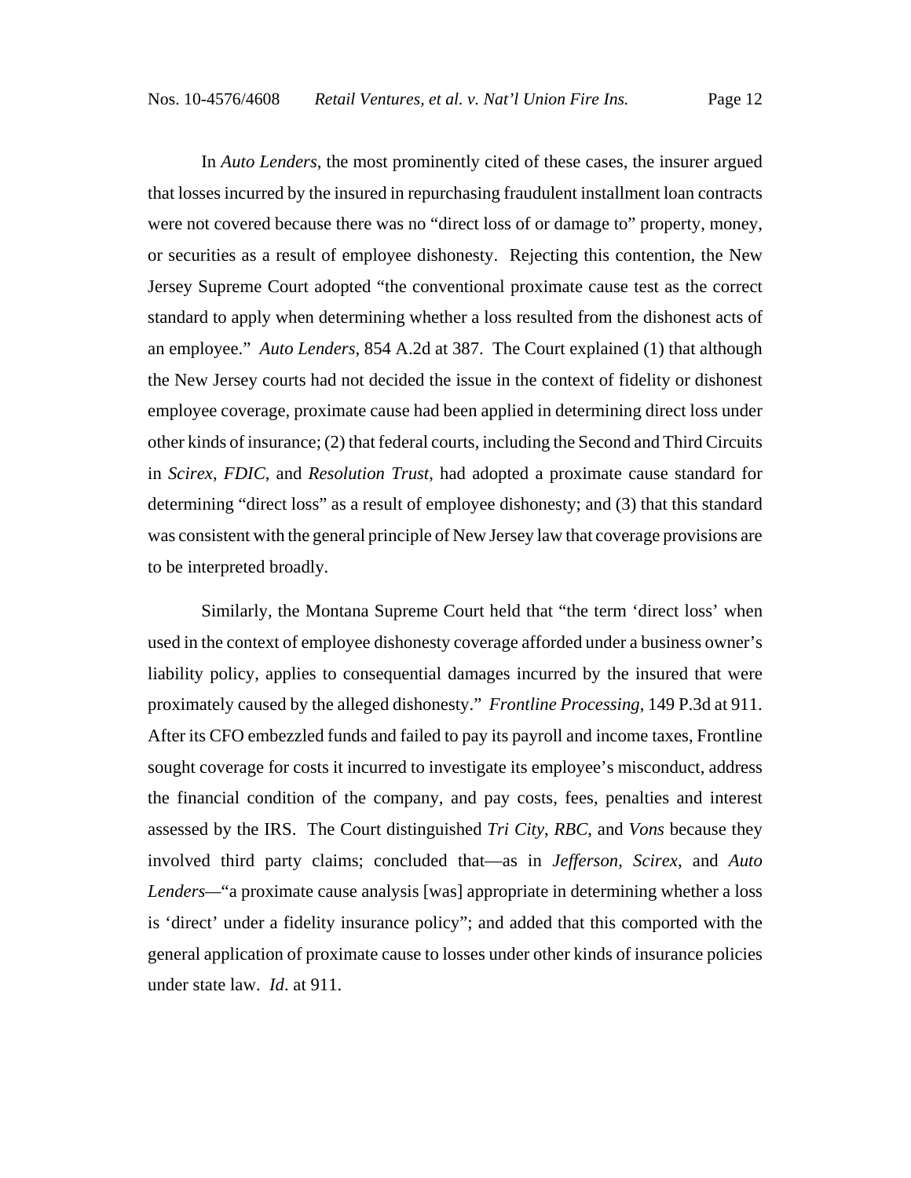In *Auto Lenders*, the most prominently cited of these cases, the insurer argued that losses incurred by the insured in repurchasing fraudulent installment loan contracts were not covered because there was no "direct loss of or damage to" property, money, or securities as a result of employee dishonesty. Rejecting this contention, the New Jersey Supreme Court adopted "the conventional proximate cause test as the correct standard to apply when determining whether a loss resulted from the dishonest acts of an employee." *Auto Lenders*, 854 A.2d at 387. The Court explained (1) that although the New Jersey courts had not decided the issue in the context of fidelity or dishonest employee coverage, proximate cause had been applied in determining direct loss under other kinds of insurance; (2) that federal courts, including the Second and Third Circuits in *Scirex*, *FDIC*, and *Resolution Trust*, had adopted a proximate cause standard for determining "direct loss" as a result of employee dishonesty; and (3) that this standard was consistent with the general principle of New Jersey law that coverage provisions are to be interpreted broadly.

Similarly, the Montana Supreme Court held that "the term 'direct loss' when used in the context of employee dishonesty coverage afforded under a business owner's liability policy, applies to consequential damages incurred by the insured that were proximately caused by the alleged dishonesty." *Frontline Processing*, 149 P.3d at 911. After its CFO embezzled funds and failed to pay its payroll and income taxes, Frontline sought coverage for costs it incurred to investigate its employee's misconduct, address the financial condition of the company, and pay costs, fees, penalties and interest assessed by the IRS. The Court distinguished *Tri City*, *RBC*, and *Vons* because they involved third party claims; concluded that—as in *Jefferson*, *Scirex*, and *Auto Lenders*—"a proximate cause analysis [was] appropriate in determining whether a loss is 'direct' under a fidelity insurance policy"; and added that this comported with the general application of proximate cause to losses under other kinds of insurance policies under state law. *Id*. at 911.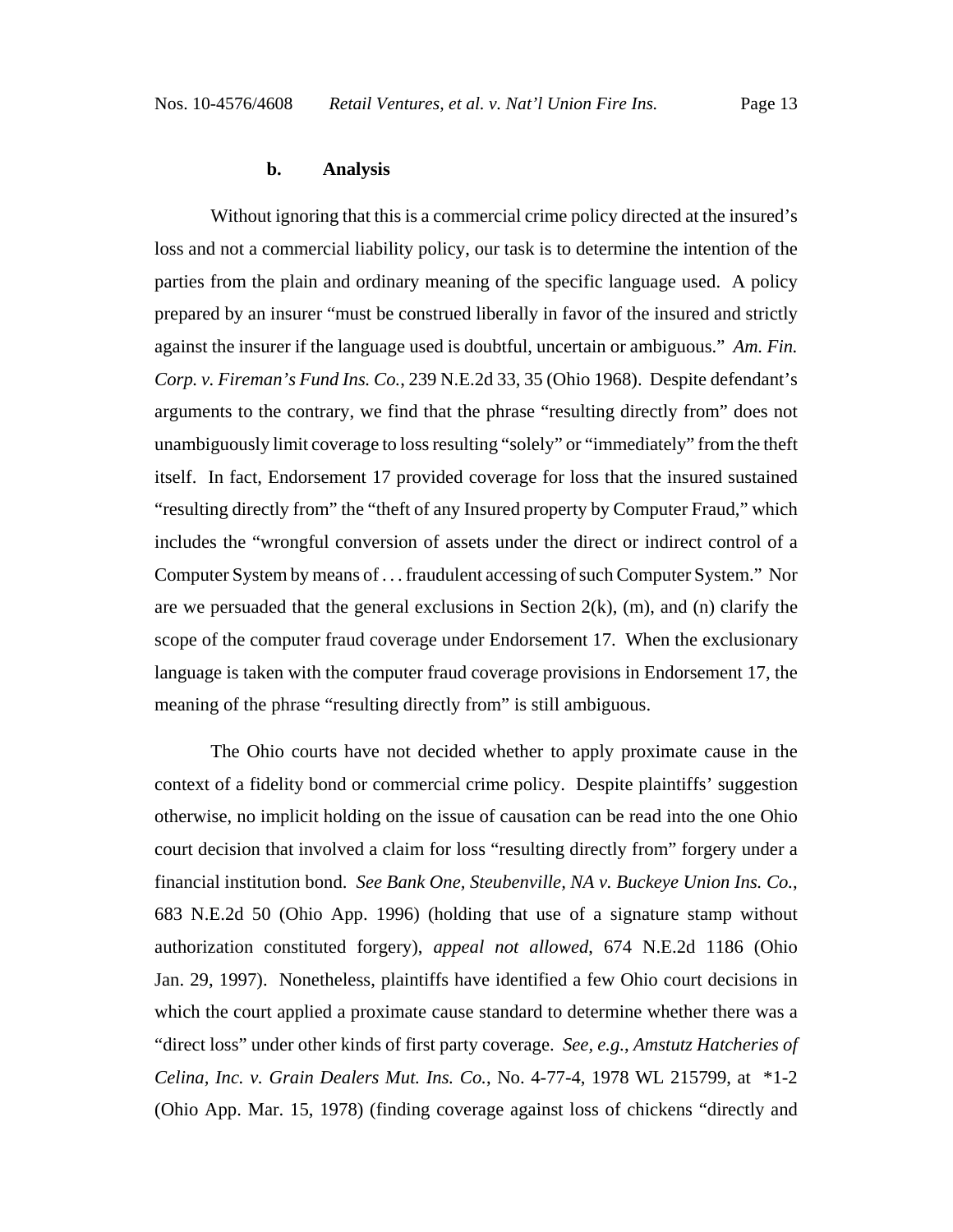**b. Analysis**

Without ignoring that this is a commercial crime policy directed at the insured's loss and not a commercial liability policy, our task is to determine the intention of the parties from the plain and ordinary meaning of the specific language used. A policy prepared by an insurer "must be construed liberally in favor of the insured and strictly against the insurer if the language used is doubtful, uncertain or ambiguous." *Am. Fin. Corp. v. Fireman's Fund Ins. Co.*, 239 N.E.2d 33, 35 (Ohio 1968). Despite defendant's arguments to the contrary, we find that the phrase "resulting directly from" does not unambiguously limit coverage to loss resulting "solely" or "immediately" from the theft itself. In fact, Endorsement 17 provided coverage for loss that the insured sustained "resulting directly from" the "theft of any Insured property by Computer Fraud," which includes the "wrongful conversion of assets under the direct or indirect control of a Computer System by means of . . . fraudulent accessing of such Computer System." Nor are we persuaded that the general exclusions in Section 2(k), (m), and (n) clarify the scope of the computer fraud coverage under Endorsement 17. When the exclusionary language is taken with the computer fraud coverage provisions in Endorsement 17, the meaning of the phrase "resulting directly from" is still ambiguous.

The Ohio courts have not decided whether to apply proximate cause in the context of a fidelity bond or commercial crime policy. Despite plaintiffs' suggestion otherwise, no implicit holding on the issue of causation can be read into the one Ohio court decision that involved a claim for loss "resulting directly from" forgery under a financial institution bond. *See Bank One, Steubenville, NA v. Buckeye Union Ins. Co.*, 683 N.E.2d 50 (Ohio App. 1996) (holding that use of a signature stamp without authorization constituted forgery), *appeal not allowed*, 674 N.E.2d 1186 (Ohio Jan. 29, 1997). Nonetheless, plaintiffs have identified a few Ohio court decisions in which the court applied a proximate cause standard to determine whether there was a "direct loss" under other kinds of first party coverage. *See, e.g.*, *Amstutz Hatcheries of Celina, Inc. v. Grain Dealers Mut. Ins. Co.*, No. 4-77-4, 1978 WL 215799, at \*1-2 (Ohio App. Mar. 15, 1978) (finding coverage against loss of chickens "directly and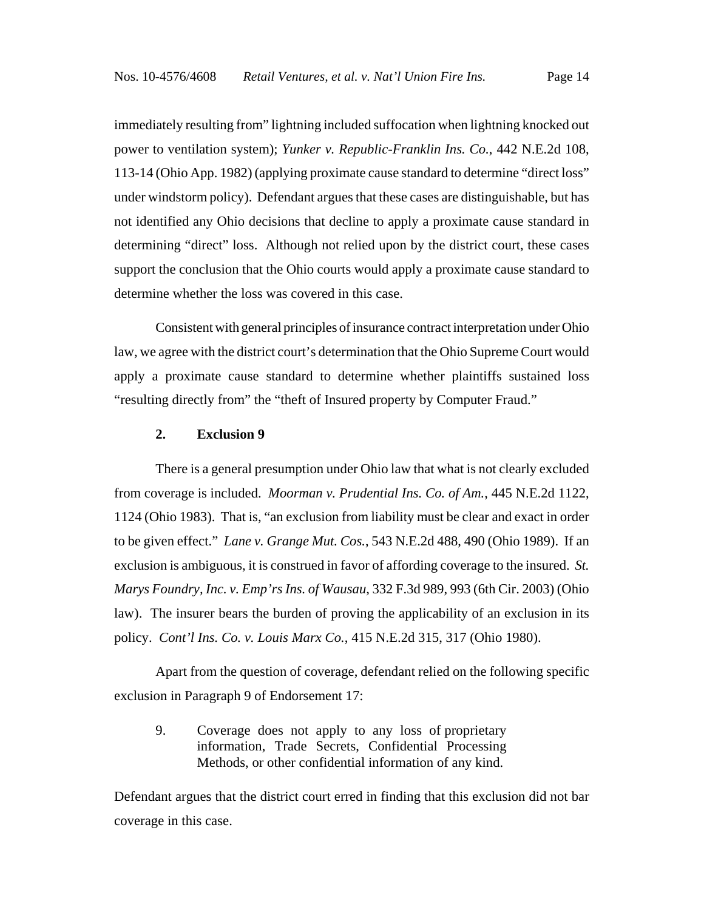immediately resulting from" lightning included suffocation when lightning knocked out power to ventilation system); *Yunker v. Republic-Franklin Ins. Co.*, 442 N.E.2d 108, 113-14 (Ohio App. 1982) (applying proximate cause standard to determine "direct loss" under windstorm policy). Defendant argues that these cases are distinguishable, but has not identified any Ohio decisions that decline to apply a proximate cause standard in determining "direct" loss. Although not relied upon by the district court, these cases support the conclusion that the Ohio courts would apply a proximate cause standard to determine whether the loss was covered in this case.

Consistent with general principles of insurance contract interpretation under Ohio law, we agree with the district court's determination that the Ohio Supreme Court would apply a proximate cause standard to determine whether plaintiffs sustained loss "resulting directly from" the "theft of Insured property by Computer Fraud."

**2. Exclusion 9**

There is a general presumption under Ohio law that what is not clearly excluded from coverage is included. *Moorman v. Prudential Ins. Co. of Am.*, 445 N.E.2d 1122, 1124 (Ohio 1983). That is, "an exclusion from liability must be clear and exact in order to be given effect." *Lane v. Grange Mut. Cos.*, 543 N.E.2d 488, 490 (Ohio 1989). If an exclusion is ambiguous, it is construed in favor of affording coverage to the insured. *St. Marys Foundry, Inc. v. Emp'rs Ins. of Wausau*, 332 F.3d 989, 993 (6th Cir. 2003) (Ohio law). The insurer bears the burden of proving the applicability of an exclusion in its policy. *Cont'l Ins. Co. v. Louis Marx Co.*, 415 N.E.2d 315, 317 (Ohio 1980).

Apart from the question of coverage, defendant relied on the following specific exclusion in Paragraph 9 of Endorsement 17:

> 9. Coverage does not apply to any loss of proprietary information, Trade Secrets, Confidential Processing Methods, or other confidential information of any kind.

Defendant argues that the district court erred in finding that this exclusion did not bar coverage in this case.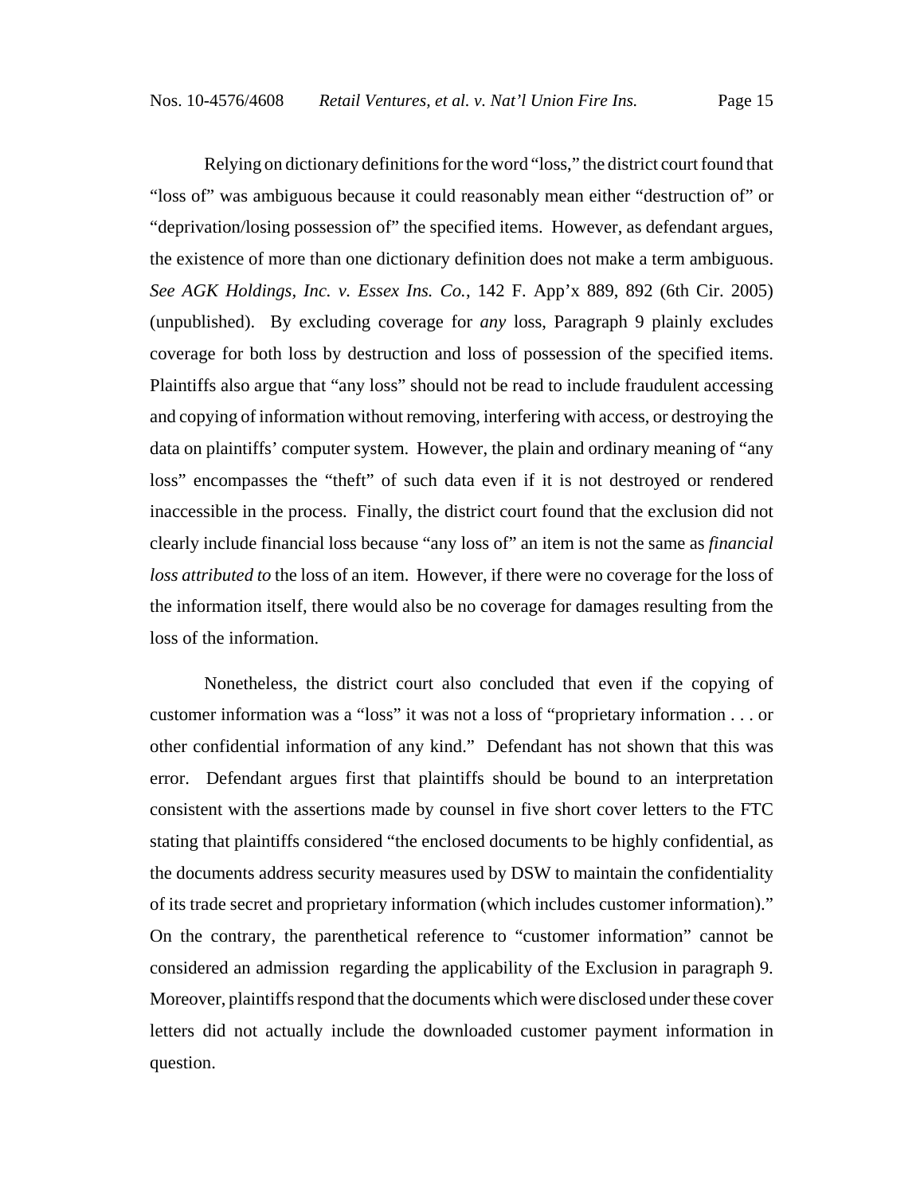Relying on dictionary definitions for the word "loss," the district court found that "loss of" was ambiguous because it could reasonably mean either "destruction of" or "deprivation/losing possession of" the specified items. However, as defendant argues, the existence of more than one dictionary definition does not make a term ambiguous. *See AGK Holdings, Inc. v. Essex Ins. Co.*, 142 F. App'x 889, 892 (6th Cir. 2005) (unpublished). By excluding coverage for *any* loss, Paragraph 9 plainly excludes coverage for both loss by destruction and loss of possession of the specified items. Plaintiffs also argue that "any loss" should not be read to include fraudulent accessing and copying of information without removing, interfering with access, or destroying the data on plaintiffs' computer system. However, the plain and ordinary meaning of "any loss" encompasses the "theft" of such data even if it is not destroyed or rendered inaccessible in the process. Finally, the district court found that the exclusion did not clearly include financial loss because "any loss of" an item is not the same as *financial loss attributed to* the loss of an item. However, if there were no coverage for the loss of the information itself, there would also be no coverage for damages resulting from the loss of the information.

Nonetheless, the district court also concluded that even if the copying of customer information was a "loss" it was not a loss of "proprietary information . . . or other confidential information of any kind." Defendant has not shown that this was error. Defendant argues first that plaintiffs should be bound to an interpretation consistent with the assertions made by counsel in five short cover letters to the FTC stating that plaintiffs considered "the enclosed documents to be highly confidential, as the documents address security measures used by DSW to maintain the confidentiality of its trade secret and proprietary information (which includes customer information)." On the contrary, the parenthetical reference to "customer information" cannot be considered an admission regarding the applicability of the Exclusion in paragraph 9. Moreover, plaintiffs respond that the documents which were disclosed under these cover letters did not actually include the downloaded customer payment information in question.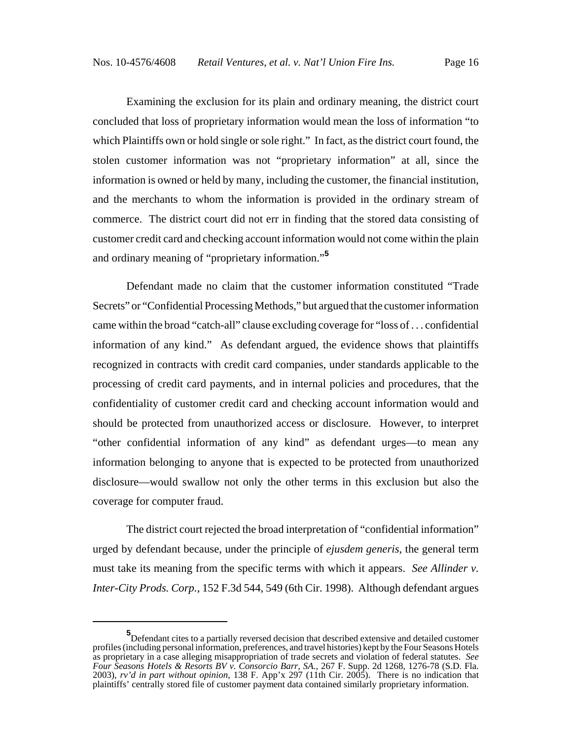Examining the exclusion for its plain and ordinary meaning, the district court concluded that loss of proprietary information would mean the loss of information "to which Plaintiffs own or hold single or sole right." In fact, as the district court found, the stolen customer information was not "proprietary information" at all, since the information is owned or held by many, including the customer, the financial institution, and the merchants to whom the information is provided in the ordinary stream of commerce. The district court did not err in finding that the stored data consisting of customer credit card and checking account information would not come within the plain and ordinary meaning of "proprietary information."[5]

Defendant made no claim that the customer information constituted "Trade Secrets" or "Confidential Processing Methods," but argued that the customer information came within the broad "catch-all" clause excluding coverage for "loss of . . . confidential information of any kind." As defendant argued, the evidence shows that plaintiffs recognized in contracts with credit card companies, under standards applicable to the processing of credit card payments, and in internal policies and procedures, that the confidentiality of customer credit card and checking account information would and should be protected from unauthorized access or disclosure. However, to interpret "other confidential information of any kind" as defendant urges—to mean any information belonging to anyone that is expected to be protected from unauthorized disclosure—would swallow not only the other terms in this exclusion but also the coverage for computer fraud.

The district court rejected the broad interpretation of "confidential information" urged by defendant because, under the principle of *ejusdem generis*, the general term must take its meaning from the specific terms with which it appears. *See Allinder v. Inter-City Prods. Corp.*, 152 F.3d 544, 549 (6th Cir. 1998). Although defendant argues

---

[5] Defendant cites to a partially reversed decision that described extensive and detailed customer profiles (including personal information, preferences, and travel histories) kept by the Four Seasons Hotels as proprietary in a case alleging misappropriation of trade secrets and violation of federal statutes. *See Four Seasons Hotels & Resorts BV v. Consorcio Barr, SA.*, 267 F. Supp. 2d 1268, 1276-78 (S.D. Fla. 2003), *rv'd in part without opinion*, 138 F. App'x 297 (11th Cir. 2005). There is no indication that plaintiffs' centrally stored file of customer payment data contained similarly proprietary information.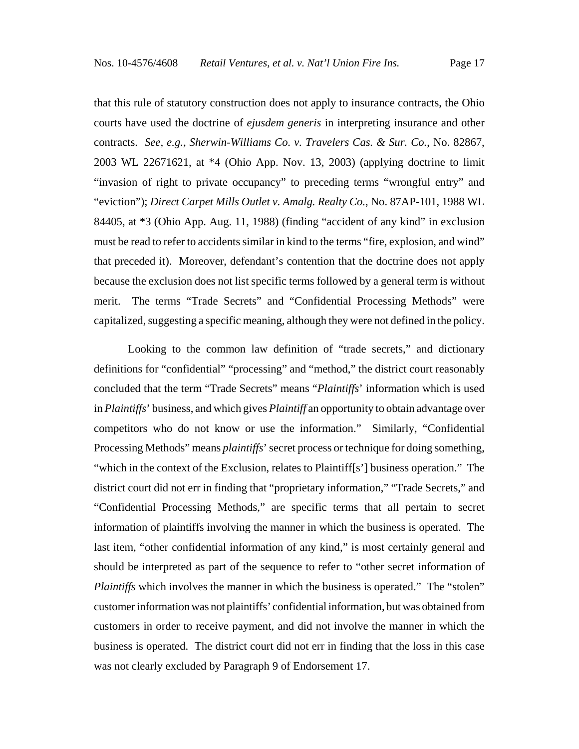that this rule of statutory construction does not apply to insurance contracts, the Ohio courts have used the doctrine of *ejusdem generis* in interpreting insurance and other contracts. *See, e.g.*, *Sherwin-Williams Co. v. Travelers Cas. & Sur. Co.*, No. 82867, 2003 WL 22671621, at *4 (Ohio App. Nov. 13, 2003) (applying doctrine to limit "invasion of right to private occupancy" to preceding terms "wrongful entry" and "eviction"); *Direct Carpet Mills Outlet v. Amalg. Realty Co.*, No. 87AP-101, 1988 WL 84405, at *3 (Ohio App. Aug. 11, 1988) (finding "accident of any kind" in exclusion must be read to refer to accidents similar in kind to the terms "fire, explosion, and wind" that preceded it). Moreover, defendant's contention that the doctrine does not apply because the exclusion does not list specific terms followed by a general term is without merit. The terms "Trade Secrets" and "Confidential Processing Methods" were capitalized, suggesting a specific meaning, although they were not defined in the policy.

Looking to the common law definition of "trade secrets," and dictionary definitions for "confidential" "processing" and "method," the district court reasonably concluded that the term "Trade Secrets" means "*Plaintiffs*' information which is used in *Plaintiffs*' business, and which gives *Plaintiff* an opportunity to obtain advantage over competitors who do not know or use the information." Similarly, "Confidential Processing Methods" means *plaintiffs*' secret process or technique for doing something, "which in the context of the Exclusion, relates to Plaintiff[s'] business operation." The district court did not err in finding that "proprietary information," "Trade Secrets," and "Confidential Processing Methods," are specific terms that all pertain to secret information of plaintiffs involving the manner in which the business is operated. The last item, "other confidential information of any kind," is most certainly general and should be interpreted as part of the sequence to refer to "other secret information of *Plaintiffs* which involves the manner in which the business is operated." The "stolen" customer information was not plaintiffs' confidential information, but was obtained from customers in order to receive payment, and did not involve the manner in which the business is operated. The district court did not err in finding that the loss in this case was not clearly excluded by Paragraph 9 of Endorsement 17.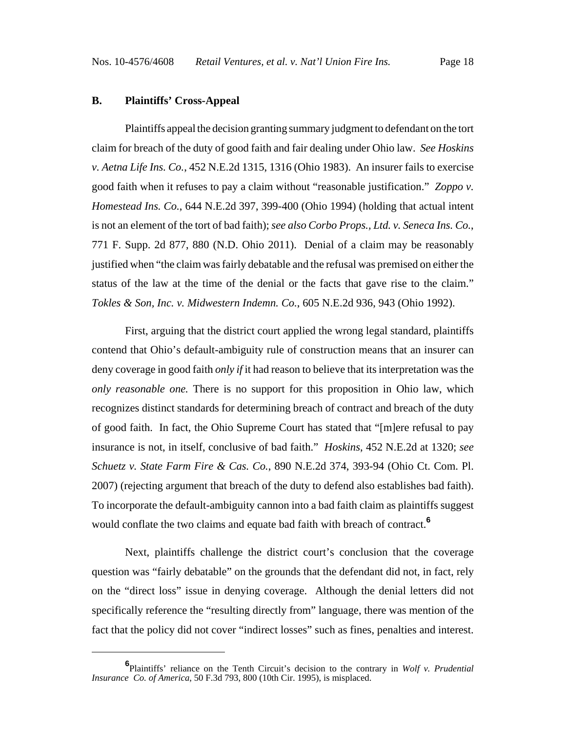## B. Plaintiffs' Cross-Appeal

Plaintiffs appeal the decision granting summary judgment to defendant on the tort claim for breach of the duty of good faith and fair dealing under Ohio law. *See Hoskins v. Aetna Life Ins. Co.*, 452 N.E.2d 1315, 1316 (Ohio 1983). An insurer fails to exercise good faith when it refuses to pay a claim without "reasonable justification." *Zoppo v. Homestead Ins. Co.*, 644 N.E.2d 397, 399-400 (Ohio 1994) (holding that actual intent is not an element of the tort of bad faith); *see also Corbo Props., Ltd. v. Seneca Ins. Co.*, 771 F. Supp. 2d 877, 880 (N.D. Ohio 2011). Denial of a claim may be reasonably justified when "the claim was fairly debatable and the refusal was premised on either the status of the law at the time of the denial or the facts that gave rise to the claim." *Tokles & Son, Inc. v. Midwestern Indemn. Co.*, 605 N.E.2d 936, 943 (Ohio 1992).

First, arguing that the district court applied the wrong legal standard, plaintiffs contend that Ohio's default-ambiguity rule of construction means that an insurer can deny coverage in good faith *only if* it had reason to believe that its interpretation was the *only reasonable one.* There is no support for this proposition in Ohio law, which recognizes distinct standards for determining breach of contract and breach of the duty of good faith. In fact, the Ohio Supreme Court has stated that "[m]ere refusal to pay insurance is not, in itself, conclusive of bad faith." *Hoskins*, 452 N.E.2d at 1320; *see Schuetz v. State Farm Fire & Cas. Co.*, 890 N.E.2d 374, 393-94 (Ohio Ct. Com. Pl. 2007) (rejecting argument that breach of the duty to defend also establishes bad faith). To incorporate the default-ambiguity cannon into a bad faith claim as plaintiffs suggest would conflate the two claims and equate bad faith with breach of contract.[6]

Next, plaintiffs challenge the district court's conclusion that the coverage question was "fairly debatable" on the grounds that the defendant did not, in fact, rely on the "direct loss" issue in denying coverage. Although the denial letters did not specifically reference the "resulting directly from" language, there was mention of the fact that the policy did not cover "indirect losses" such as fines, penalties and interest.

---

[6] Plaintiffs' reliance on the Tenth Circuit's decision to the contrary in *Wolf v. Prudential Insurance Co. of America*, 50 F.3d 793, 800 (10th Cir. 1995), is misplaced.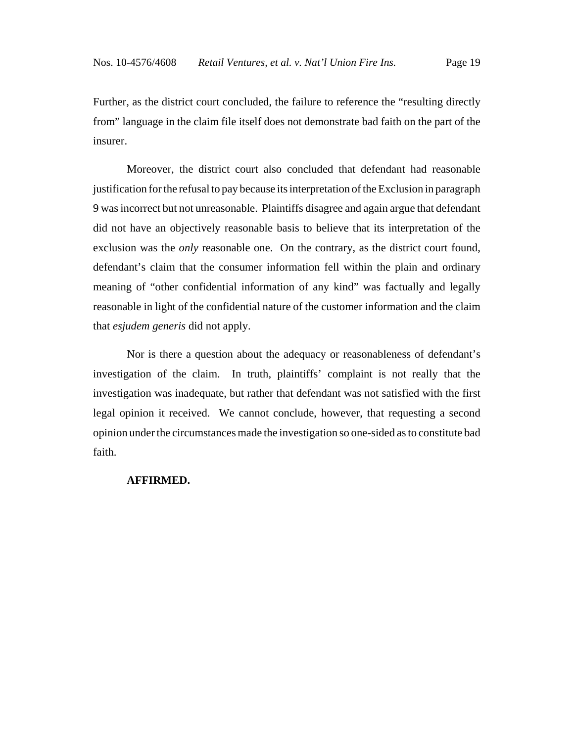Further, as the district court concluded, the failure to reference the "resulting directly from" language in the claim file itself does not demonstrate bad faith on the part of the insurer.

Moreover, the district court also concluded that defendant had reasonable justification for the refusal to pay because its interpretation of the Exclusion in paragraph 9 was incorrect but not unreasonable. Plaintiffs disagree and again argue that defendant did not have an objectively reasonable basis to believe that its interpretation of the exclusion was the *only* reasonable one. On the contrary, as the district court found, defendant's claim that the consumer information fell within the plain and ordinary meaning of "other confidential information of any kind" was factually and legally reasonable in light of the confidential nature of the customer information and the claim that *esjudem generis* did not apply.

Nor is there a question about the adequacy or reasonableness of defendant's investigation of the claim. In truth, plaintiffs' complaint is not really that the investigation was inadequate, but rather that defendant was not satisfied with the first legal opinion it received. We cannot conclude, however, that requesting a second opinion under the circumstances made the investigation so one-sided as to constitute bad faith.

**AFFIRMED.**